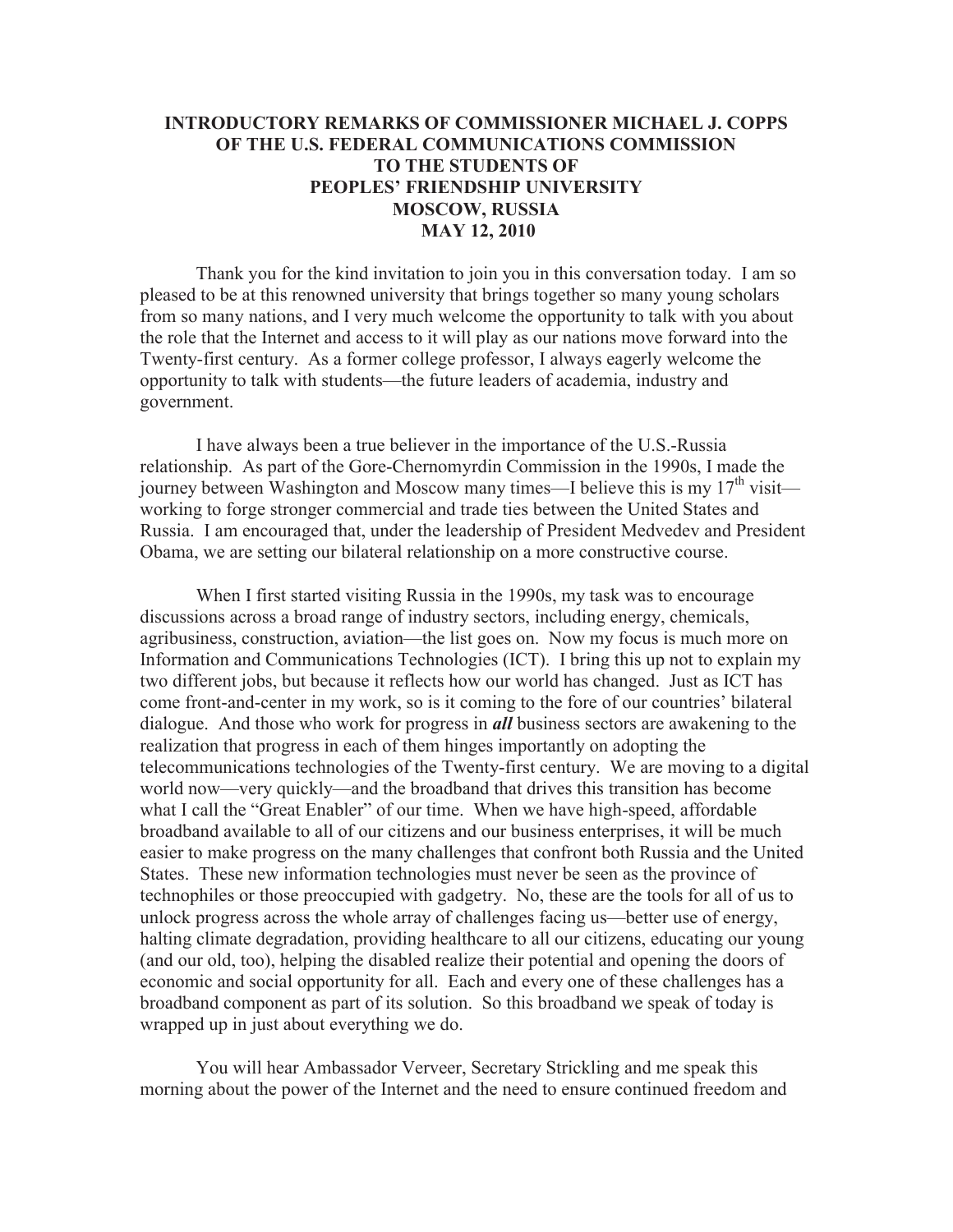# INTRODUCTORY REMARKS OF COMMISSIONER MICHAEL J. COPPS OF THE U.S. FEDERAL COMMUNICATIONS COMMISSION TO THE STUDENTS OF PEOPLES' FRIENDSHIP UNIVERSITY MOSCOW, RUSSIA MAY 12, 2010

Thank you for the kind invitation to join you in this conversation today. I am so pleased to be at this renowned university that brings together so many young scholars from so many nations, and I very much welcome the opportunity to talk with you about the role that the Internet and access to it will play as our nations move forward into the Twenty-first century. As a former college professor, I always eagerly welcome the opportunity to talk with students—the future leaders of academia, industry and government.

I have always been a true believer in the importance of the U.S.-Russia relationship. As part of the Gore-Chernomyrdin Commission in the 1990s, I made the journey between Washington and Moscow many times—I believe this is my 17th visit—working to forge stronger commercial and trade ties between the United States and Russia. I am encouraged that, under the leadership of President Medvedev and President Obama, we are setting our bilateral relationship on a more constructive course.

When I first started visiting Russia in the 1990s, my task was to encourage discussions across a broad range of industry sectors, including energy, chemicals, agribusiness, construction, aviation—the list goes on. Now my focus is much more on Information and Communications Technologies (ICT). I bring this up not to explain my two different jobs, but because it reflects how our world has changed. Just as ICT has come front-and-center in my work, so is it coming to the fore of our countries' bilateral dialogue. And those who work for progress in ***all*** business sectors are awakening to the realization that progress in each of them hinges importantly on adopting the telecommunications technologies of the Twenty-first century. We are moving to a digital world now—very quickly—and the broadband that drives this transition has become what I call the "Great Enabler" of our time. When we have high-speed, affordable broadband available to all of our citizens and our business enterprises, it will be much easier to make progress on the many challenges that confront both Russia and the United States. These new information technologies must never be seen as the province of technophiles or those preoccupied with gadgetry. No, these are the tools for all of us to unlock progress across the whole array of challenges facing us—better use of energy, halting climate degradation, providing healthcare to all our citizens, educating our young (and our old, too), helping the disabled realize their potential and opening the doors of economic and social opportunity for all. Each and every one of these challenges has a broadband component as part of its solution. So this broadband we speak of today is wrapped up in just about everything we do.

You will hear Ambassador Verveer, Secretary Strickling and me speak this morning about the power of the Internet and the need to ensure continued freedom and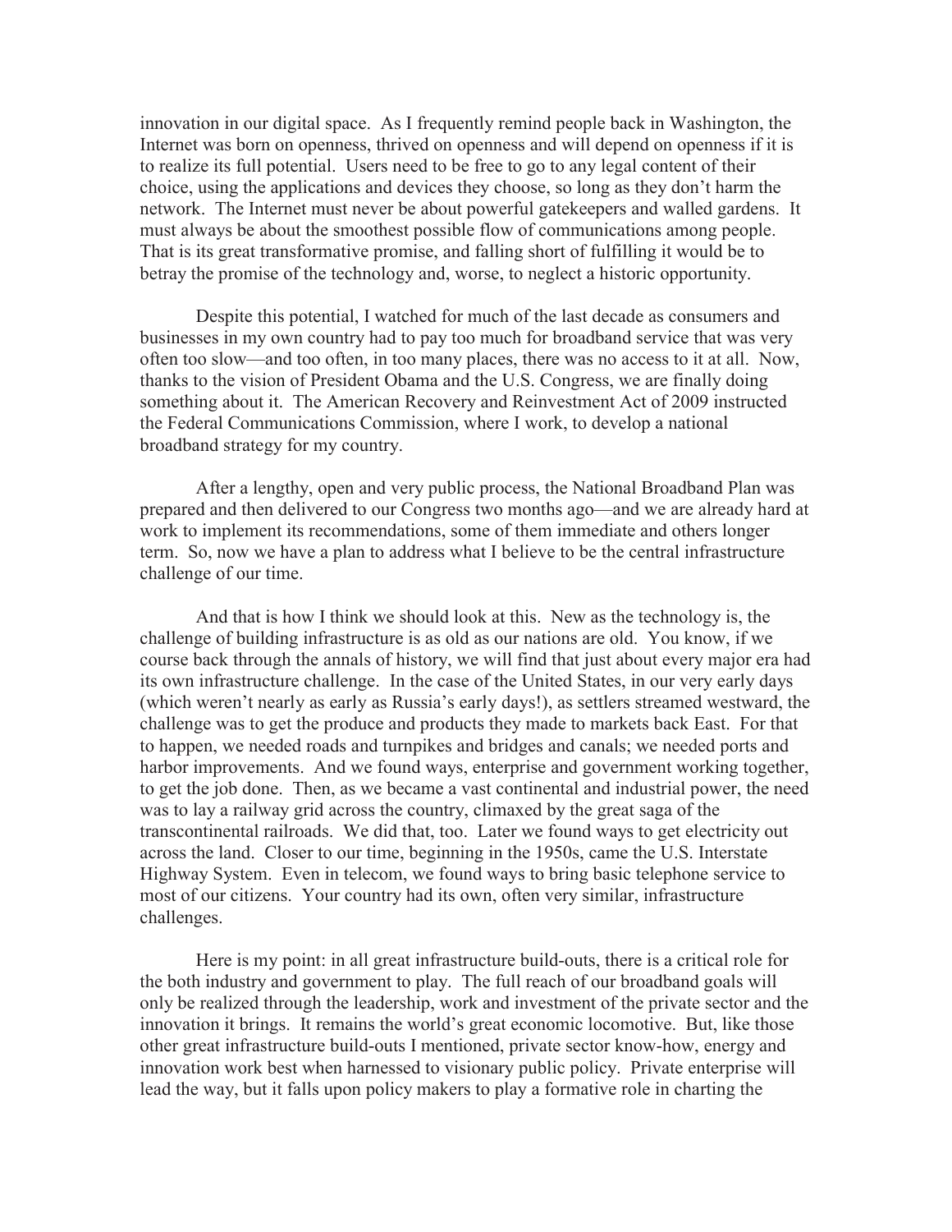innovation in our digital space. As I frequently remind people back in Washington, the Internet was born on openness, thrived on openness and will depend on openness if it is to realize its full potential. Users need to be free to go to any legal content of their choice, using the applications and devices they choose, so long as they don't harm the network. The Internet must never be about powerful gatekeepers and walled gardens. It must always be about the smoothest possible flow of communications among people. That is its great transformative promise, and falling short of fulfilling it would be to betray the promise of the technology and, worse, to neglect a historic opportunity.

Despite this potential, I watched for much of the last decade as consumers and businesses in my own country had to pay too much for broadband service that was very often too slow—and too often, in too many places, there was no access to it at all. Now, thanks to the vision of President Obama and the U.S. Congress, we are finally doing something about it. The American Recovery and Reinvestment Act of 2009 instructed the Federal Communications Commission, where I work, to develop a national broadband strategy for my country.

After a lengthy, open and very public process, the National Broadband Plan was prepared and then delivered to our Congress two months ago—and we are already hard at work to implement its recommendations, some of them immediate and others longer term. So, now we have a plan to address what I believe to be the central infrastructure challenge of our time.

And that is how I think we should look at this. New as the technology is, the challenge of building infrastructure is as old as our nations are old. You know, if we course back through the annals of history, we will find that just about every major era had its own infrastructure challenge. In the case of the United States, in our very early days (which weren't nearly as early as Russia's early days!), as settlers streamed westward, the challenge was to get the produce and products they made to markets back East. For that to happen, we needed roads and turnpikes and bridges and canals; we needed ports and harbor improvements. And we found ways, enterprise and government working together, to get the job done. Then, as we became a vast continental and industrial power, the need was to lay a railway grid across the country, climaxed by the great saga of the transcontinental railroads. We did that, too. Later we found ways to get electricity out across the land. Closer to our time, beginning in the 1950s, came the U.S. Interstate Highway System. Even in telecom, we found ways to bring basic telephone service to most of our citizens. Your country had its own, often very similar, infrastructure challenges.

Here is my point: in all great infrastructure build-outs, there is a critical role for the both industry and government to play. The full reach of our broadband goals will only be realized through the leadership, work and investment of the private sector and the innovation it brings. It remains the world's great economic locomotive. But, like those other great infrastructure build-outs I mentioned, private sector know-how, energy and innovation work best when harnessed to visionary public policy. Private enterprise will lead the way, but it falls upon policy makers to play a formative role in charting the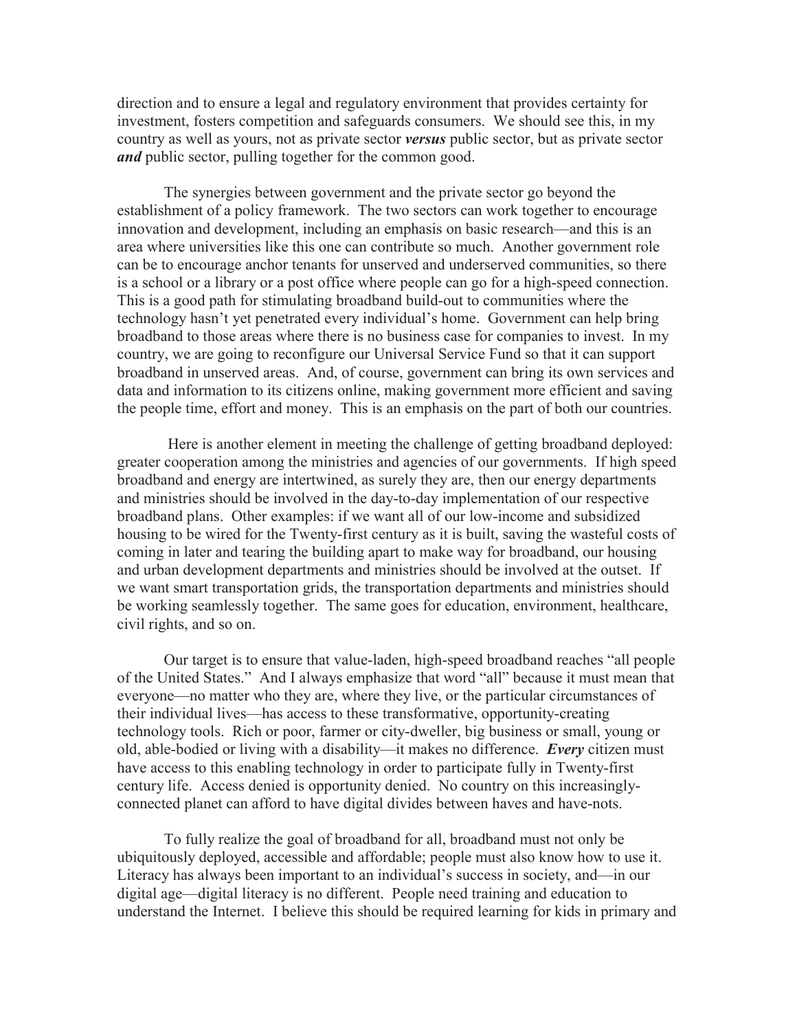direction and to ensure a legal and regulatory environment that provides certainty for investment, fosters competition and safeguards consumers. We should see this, in my country as well as yours, not as private sector ***versus*** public sector, but as private sector ***and*** public sector, pulling together for the common good.

The synergies between government and the private sector go beyond the establishment of a policy framework. The two sectors can work together to encourage innovation and development, including an emphasis on basic research—and this is an area where universities like this one can contribute so much. Another government role can be to encourage anchor tenants for unserved and underserved communities, so there is a school or a library or a post office where people can go for a high-speed connection. This is a good path for stimulating broadband build-out to communities where the technology hasn't yet penetrated every individual's home. Government can help bring broadband to those areas where there is no business case for companies to invest. In my country, we are going to reconfigure our Universal Service Fund so that it can support broadband in unserved areas. And, of course, government can bring its own services and data and information to its citizens online, making government more efficient and saving the people time, effort and money. This is an emphasis on the part of both our countries.

Here is another element in meeting the challenge of getting broadband deployed: greater cooperation among the ministries and agencies of our governments. If high speed broadband and energy are intertwined, as surely they are, then our energy departments and ministries should be involved in the day-to-day implementation of our respective broadband plans. Other examples: if we want all of our low-income and subsidized housing to be wired for the Twenty-first century as it is built, saving the wasteful costs of coming in later and tearing the building apart to make way for broadband, our housing and urban development departments and ministries should be involved at the outset. If we want smart transportation grids, the transportation departments and ministries should be working seamlessly together. The same goes for education, environment, healthcare, civil rights, and so on.

Our target is to ensure that value-laden, high-speed broadband reaches "all people of the United States." And I always emphasize that word "all" because it must mean that everyone—no matter who they are, where they live, or the particular circumstances of their individual lives—has access to these transformative, opportunity-creating technology tools. Rich or poor, farmer or city-dweller, big business or small, young or old, able-bodied or living with a disability—it makes no difference. ***Every*** citizen must have access to this enabling technology in order to participate fully in Twenty-first century life. Access denied is opportunity denied. No country on this increasingly-connected planet can afford to have digital divides between haves and have-nots.

To fully realize the goal of broadband for all, broadband must not only be ubiquitously deployed, accessible and affordable; people must also know how to use it. Literacy has always been important to an individual's success in society, and—in our digital age—digital literacy is no different. People need training and education to understand the Internet. I believe this should be required learning for kids in primary and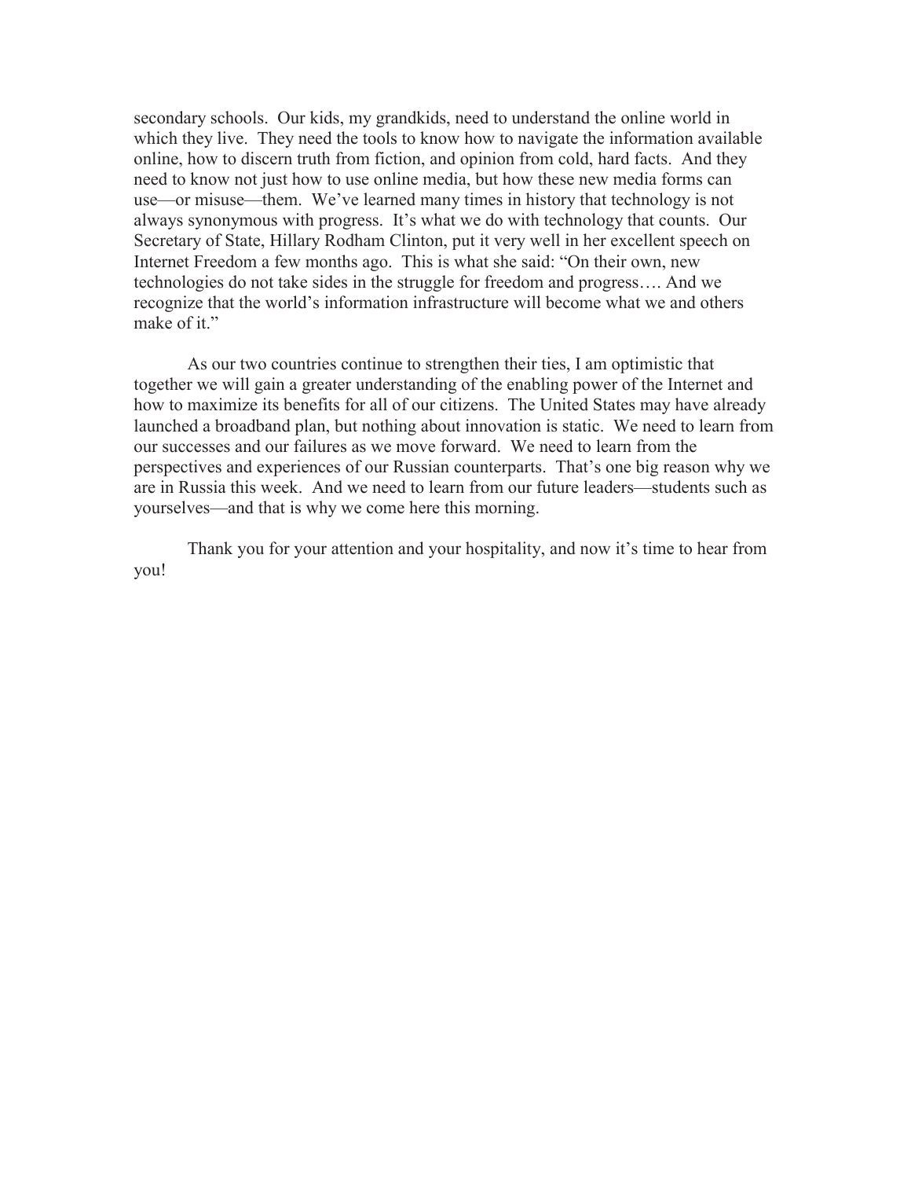secondary schools. Our kids, my grandkids, need to understand the online world in which they live. They need the tools to know how to navigate the information available online, how to discern truth from fiction, and opinion from cold, hard facts. And they need to know not just how to use online media, but how these new media forms can use—or misuse—them. We've learned many times in history that technology is not always synonymous with progress. It's what we do with technology that counts. Our Secretary of State, Hillary Rodham Clinton, put it very well in her excellent speech on Internet Freedom a few months ago. This is what she said: "On their own, new technologies do not take sides in the struggle for freedom and progress…. And we recognize that the world's information infrastructure will become what we and others make of it."

As our two countries continue to strengthen their ties, I am optimistic that together we will gain a greater understanding of the enabling power of the Internet and how to maximize its benefits for all of our citizens. The United States may have already launched a broadband plan, but nothing about innovation is static. We need to learn from our successes and our failures as we move forward. We need to learn from the perspectives and experiences of our Russian counterparts. That's one big reason why we are in Russia this week. And we need to learn from our future leaders—students such as yourselves—and that is why we come here this morning.

Thank you for your attention and your hospitality, and now it's time to hear from you!